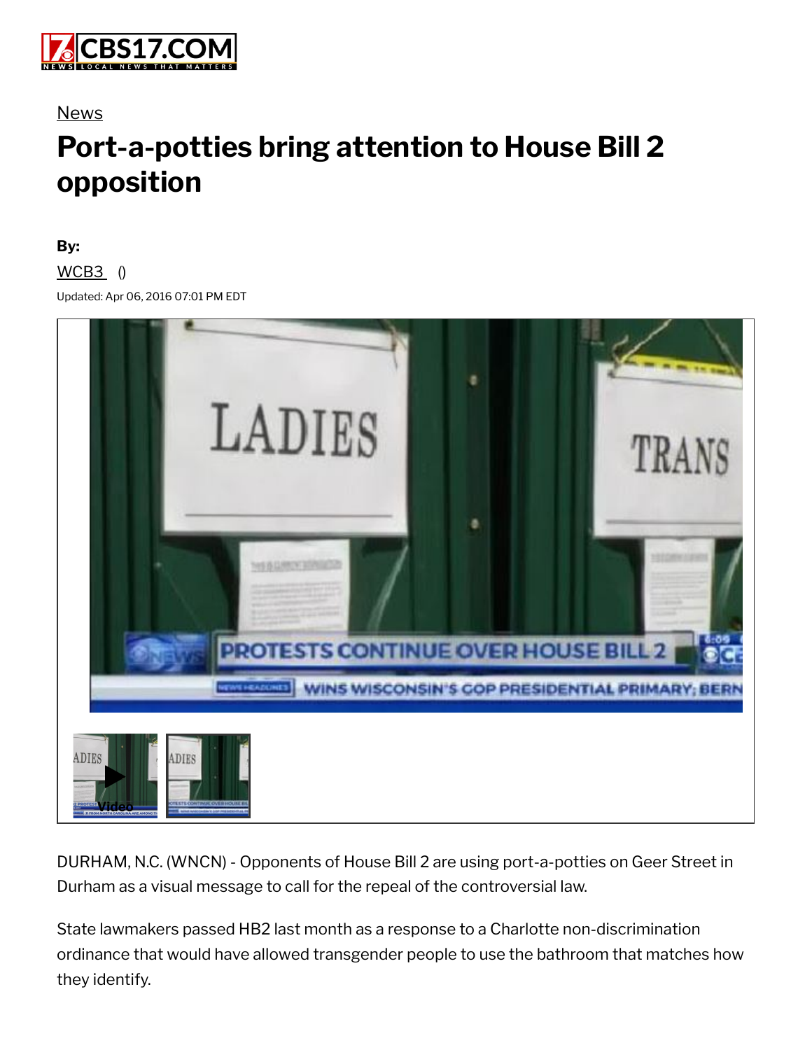News

# Port-a-potties bring attention to House Bill 2 opposition

**By:**

WCB3 ()

Updated: Apr 06, 2016 07:01 PM EDT

DURHAM, N.C. (WNCN) - Opponents of House Bill 2 are using port-a-potties on Geer Street in Durham as a visual message to call for the repeal of the controversial law.

State lawmakers passed HB2 last month as a response to a Charlotte non-discrimination ordinance that would have allowed transgender people to use the bathroom that matches how they identify.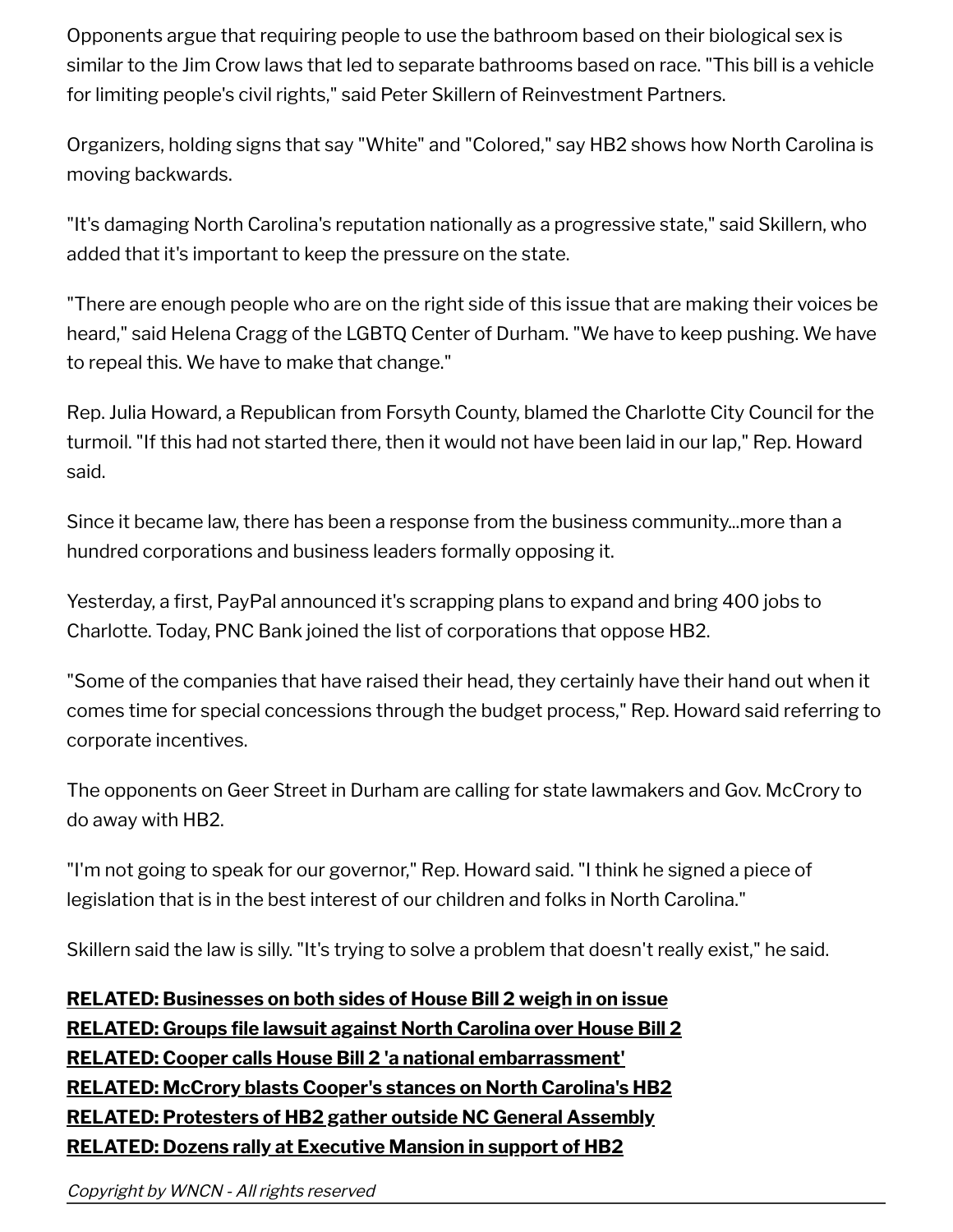Opponents argue that requiring people to use the bathroom based on their biological sex is similar to the Jim Crow laws that led to separate bathrooms based on race. "This bill is a vehicle for limiting people's civil rights," said Peter Skillern of Reinvestment Partners.

Organizers, holding signs that say "White" and "Colored," say HB2 shows how North Carolina is moving backwards.

"It's damaging North Carolina's reputation nationally as a progressive state," said Skillern, who added that it's important to keep the pressure on the state.

"There are enough people who are on the right side of this issue that are making their voices be heard," said Helena Cragg of the LGBTQ Center of Durham. "We have to keep pushing. We have to repeal this. We have to make that change."

Rep. Julia Howard, a Republican from Forsyth County, blamed the Charlotte City Council for the turmoil. "If this had not started there, then it would not have been laid in our lap," Rep. Howard said.

Since it became law, there has been a response from the business community...more than a hundred corporations and business leaders formally opposing it.

Yesterday, a first, PayPal announced it's scrapping plans to expand and bring 400 jobs to Charlotte. Today, PNC Bank joined the list of corporations that oppose HB2.

"Some of the companies that have raised their head, they certainly have their hand out when it comes time for special concessions through the budget process," Rep. Howard said referring to corporate incentives.

The opponents on Geer Street in Durham are calling for state lawmakers and Gov. McCrory to do away with HB2.

"I'm not going to speak for our governor," Rep. Howard said. "I think he signed a piece of legislation that is in the best interest of our children and folks in North Carolina."

Skillern said the law is silly. "It's trying to solve a problem that doesn't really exist," he said.

**RELATED: Businesses on both sides of House Bill 2 weigh in on issue**
**RELATED: Groups file lawsuit against North Carolina over House Bill 2**
**RELATED: Cooper calls House Bill 2 'a national embarrassment'**
**RELATED: McCrory blasts Cooper's stances on North Carolina's HB2**
**RELATED: Protesters of HB2 gather outside NC General Assembly**
**RELATED: Dozens rally at Executive Mansion in support of HB2**

*Copyright by WNCN - All rights reserved*